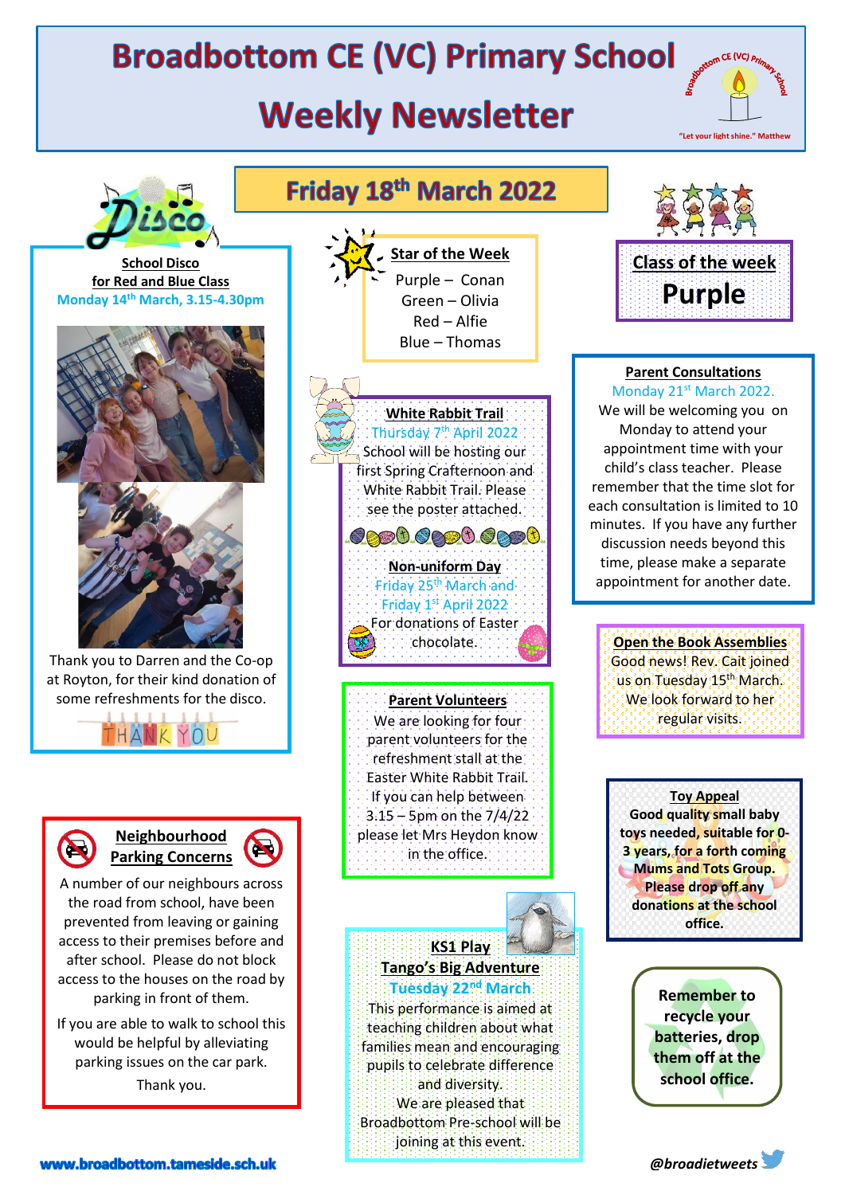# Broadbottom CE (VC) Primary School

# Weekly Newsletter

"Let your light shine." Matthew

## Friday 18th March 2022

### School Disco

**for Red and Blue Class**

Monday 14th March, 3.15-4.30pm

Thank you to Darren and the Co-op at Royton, for their kind donation of some refreshments for the disco.

THANK YOU

### Star of the Week

Purple – Conan
Green – Olivia
Red – Alfie
Blue – Thomas

### Class of the week

**Purple**

### White Rabbit Trail

Thursday 7th April 2022

School will be hosting our first Spring Crafternoon and White Rabbit Trail. Please see the poster attached.

### Non-uniform Day

Friday 25th March and Friday 1st April 2022

For donations of Easter chocolate.

### Parent Consultations

Monday 21st March 2022.

We will be welcoming you on Monday to attend your appointment time with your child's class teacher. Please remember that the time slot for each consultation is limited to 10 minutes. If you have any further discussion needs beyond this time, please make a separate appointment for another date.

### Open the Book Assemblies

Good news! Rev. Cait joined us on Tuesday 15th March. We look forward to her regular visits.

### Parent Volunteers

We are looking for four parent volunteers for the refreshment stall at the Easter White Rabbit Trail. If you can help between 3.15 – 5pm on the 7/4/22 please let Mrs Heydon know in the office.

### Toy Appeal

**Good quality small baby toys needed, suitable for 0-3 years, for a forth coming Mums and Tots Group. Please drop off any donations at the school office.**

### Neighbourhood Parking Concerns

A number of our neighbours across the road from school, have been prevented from leaving or gaining access to their premises before and after school. Please do not block access to the houses on the road by parking in front of them.

If you are able to walk to school this would be helpful by alleviating parking issues on the car park.

Thank you.

### KS1 Play

### Tango's Big Adventure

Tuesday 22nd March

This performance is aimed at teaching children about what families mean and encouraging pupils to celebrate difference and diversity.

We are pleased that Broadbottom Pre-school will be joining at this event.

**Remember to recycle your batteries, drop them off at the school office.**

www.broadbottom.tameside.sch.uk

@broadietweets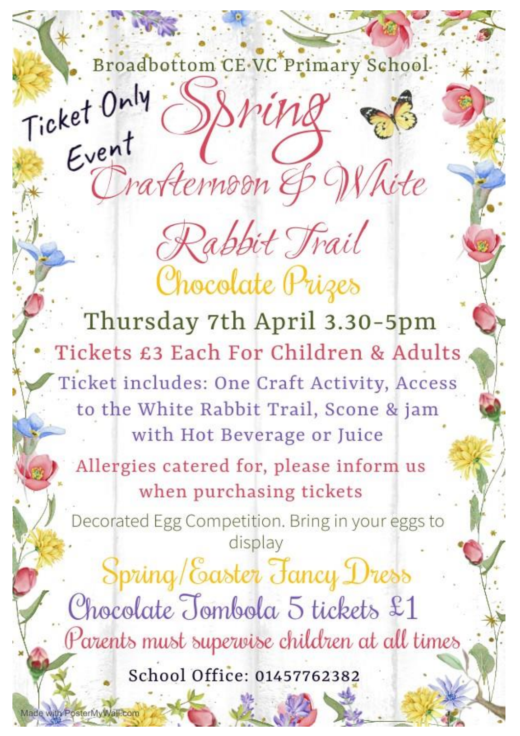Broadbottom CE VC Primary School

Ticket Only Event

# Spring Crafternoon & White Rabbit Trail

## Chocolate Prizes

**Thursday 7th April 3.30-5pm**

Tickets £3 Each For Children & Adults

Ticket includes: One Craft Activity, Access to the White Rabbit Trail, Scone & jam with Hot Beverage or Juice

Allergies catered for, please inform us when purchasing tickets

Decorated Egg Competition. Bring in your eggs to display

Spring/Easter Fancy Dress

Chocolate Tombola 5 tickets £1

Parents must supervise children at all times

School Office: 01457762382

Made with PosterMyWall.com